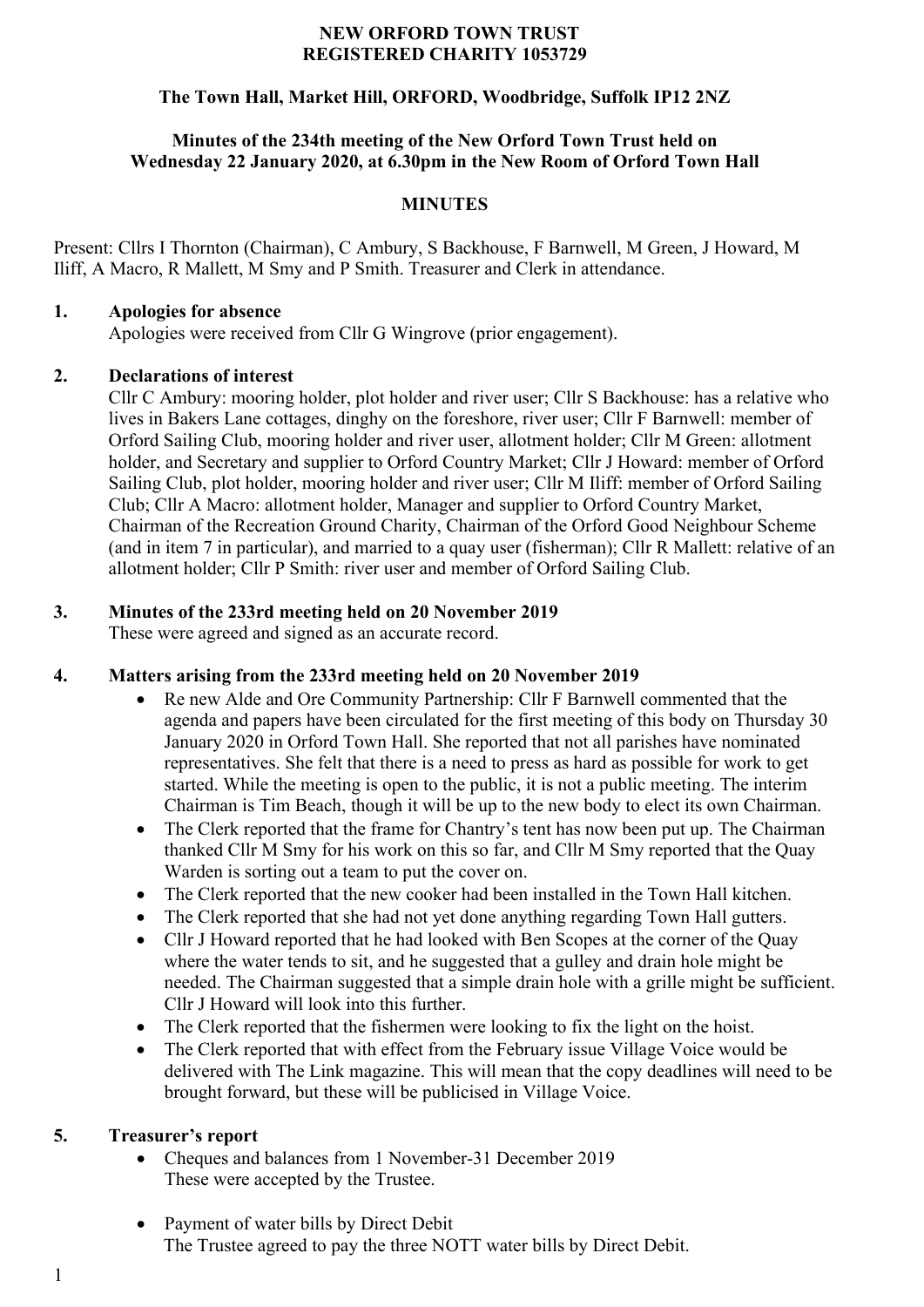**NEW ORFORD TOWN TRUST**
**REGISTERED CHARITY 1053729**

**The Town Hall, Market Hill, ORFORD, Woodbridge, Suffolk IP12 2NZ**

**Minutes of the 234th meeting of the New Orford Town Trust held on Wednesday 22 January 2020, at 6.30pm in the New Room of Orford Town Hall**

**MINUTES**

Present: Cllrs I Thornton (Chairman), C Ambury, S Backhouse, F Barnwell, M Green, J Howard, M Iliff, A Macro, R Mallett, M Smy and P Smith. Treasurer and Clerk in attendance.

## 1. Apologies for absence

Apologies were received from Cllr G Wingrove (prior engagement).

## 2. Declarations of interest

Cllr C Ambury: mooring holder, plot holder and river user; Cllr S Backhouse: has a relative who lives in Bakers Lane cottages, dinghy on the foreshore, river user; Cllr F Barnwell: member of Orford Sailing Club, mooring holder and river user, allotment holder; Cllr M Green: allotment holder, and Secretary and supplier to Orford Country Market; Cllr J Howard: member of Orford Sailing Club, plot holder, mooring holder and river user; Cllr M Iliff: member of Orford Sailing Club; Cllr A Macro: allotment holder, Manager and supplier to Orford Country Market, Chairman of the Recreation Ground Charity, Chairman of the Orford Good Neighbour Scheme (and in item 7 in particular), and married to a quay user (fisherman); Cllr R Mallett: relative of an allotment holder; Cllr P Smith: river user and member of Orford Sailing Club.

## 3. Minutes of the 233rd meeting held on 20 November 2019

These were agreed and signed as an accurate record.

## 4. Matters arising from the 233rd meeting held on 20 November 2019

- Re new Alde and Ore Community Partnership: Cllr F Barnwell commented that the agenda and papers have been circulated for the first meeting of this body on Thursday 30 January 2020 in Orford Town Hall. She reported that not all parishes have nominated representatives. She felt that there is a need to press as hard as possible for work to get started. While the meeting is open to the public, it is not a public meeting. The interim Chairman is Tim Beach, though it will be up to the new body to elect its own Chairman.
- The Clerk reported that the frame for Chantry's tent has now been put up. The Chairman thanked Cllr M Smy for his work on this so far, and Cllr M Smy reported that the Quay Warden is sorting out a team to put the cover on.
- The Clerk reported that the new cooker had been installed in the Town Hall kitchen.
- The Clerk reported that she had not yet done anything regarding Town Hall gutters.
- Cllr J Howard reported that he had looked with Ben Scopes at the corner of the Quay where the water tends to sit, and he suggested that a gulley and drain hole might be needed. The Chairman suggested that a simple drain hole with a grille might be sufficient. Cllr J Howard will look into this further.
- The Clerk reported that the fishermen were looking to fix the light on the hoist.
- The Clerk reported that with effect from the February issue Village Voice would be delivered with The Link magazine. This will mean that the copy deadlines will need to be brought forward, but these will be publicised in Village Voice.

## 5. Treasurer's report

- Cheques and balances from 1 November-31 December 2019
  These were accepted by the Trustee.
- Payment of water bills by Direct Debit
  The Trustee agreed to pay the three NOTT water bills by Direct Debit.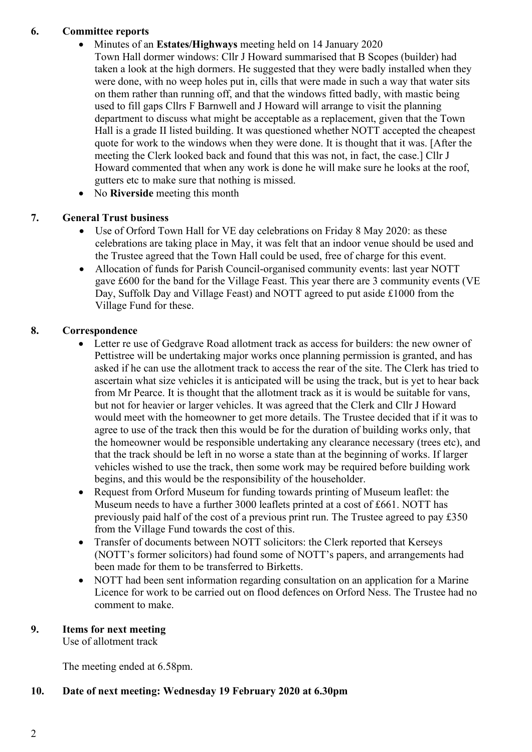## 6. Committee reports

- Minutes of an **Estates/Highways** meeting held on 14 January 2020

  Town Hall dormer windows: Cllr J Howard summarised that B Scopes (builder) had taken a look at the high dormers. He suggested that they were badly installed when they were done, with no weep holes put in, cills that were made in such a way that water sits on them rather than running off, and that the windows fitted badly, with mastic being used to fill gaps Cllrs F Barnwell and J Howard will arrange to visit the planning department to discuss what might be acceptable as a replacement, given that the Town Hall is a grade II listed building. It was questioned whether NOTT accepted the cheapest quote for work to the windows when they were done. It is thought that it was. [After the meeting the Clerk looked back and found that this was not, in fact, the case.] Cllr J Howard commented that when any work is done he will make sure he looks at the roof, gutters etc to make sure that nothing is missed.
- No **Riverside** meeting this month

## 7. General Trust business

- Use of Orford Town Hall for VE day celebrations on Friday 8 May 2020: as these celebrations are taking place in May, it was felt that an indoor venue should be used and the Trustee agreed that the Town Hall could be used, free of charge for this event.
- Allocation of funds for Parish Council-organised community events: last year NOTT gave £600 for the band for the Village Feast. This year there are 3 community events (VE Day, Suffolk Day and Village Feast) and NOTT agreed to put aside £1000 from the Village Fund for these.

## 8. Correspondence

- Letter re use of Gedgrave Road allotment track as access for builders: the new owner of Pettistree will be undertaking major works once planning permission is granted, and has asked if he can use the allotment track to access the rear of the site. The Clerk has tried to ascertain what size vehicles it is anticipated will be using the track, but is yet to hear back from Mr Pearce. It is thought that the allotment track as it is would be suitable for vans, but not for heavier or larger vehicles. It was agreed that the Clerk and Cllr J Howard would meet with the homeowner to get more details. The Trustee decided that if it was to agree to use of the track then this would be for the duration of building works only, that the homeowner would be responsible undertaking any clearance necessary (trees etc), and that the track should be left in no worse a state than at the beginning of works. If larger vehicles wished to use the track, then some work may be required before building work begins, and this would be the responsibility of the householder.
- Request from Orford Museum for funding towards printing of Museum leaflet: the Museum needs to have a further 3000 leaflets printed at a cost of £661. NOTT has previously paid half of the cost of a previous print run. The Trustee agreed to pay £350 from the Village Fund towards the cost of this.
- Transfer of documents between NOTT solicitors: the Clerk reported that Kerseys (NOTT's former solicitors) had found some of NOTT's papers, and arrangements had been made for them to be transferred to Birketts.
- NOTT had been sent information regarding consultation on an application for a Marine Licence for work to be carried out on flood defences on Orford Ness. The Trustee had no comment to make.

## 9. Items for next meeting

Use of allotment track

The meeting ended at 6.58pm.

## 10. Date of next meeting: Wednesday 19 February 2020 at 6.30pm